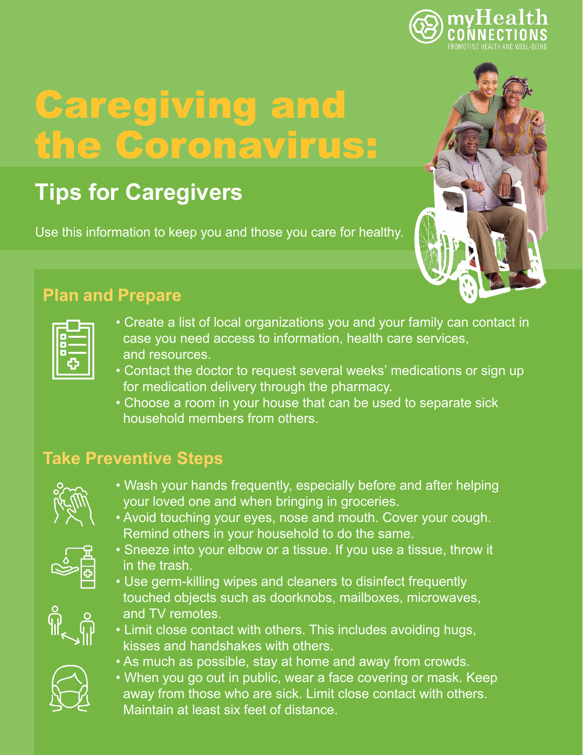myHealth CONNECTIONS
PROMOTING HEALTH AND WELL-BEING

# Caregiving and the Coronavirus:

## Tips for Caregivers

Use this information to keep you and those you care for healthy.

### Plan and Prepare

- Create a list of local organizations you and your family can contact in case you need access to information, health care services, and resources.
- Contact the doctor to request several weeks' medications or sign up for medication delivery through the pharmacy.
- Choose a room in your house that can be used to separate sick household members from others.

### Take Preventive Steps

- Wash your hands frequently, especially before and after helping your loved one and when bringing in groceries.
- Avoid touching your eyes, nose and mouth. Cover your cough. Remind others in your household to do the same.
- Sneeze into your elbow or a tissue. If you use a tissue, throw it in the trash.
- Use germ-killing wipes and cleaners to disinfect frequently touched objects such as doorknobs, mailboxes, microwaves, and TV remotes.
- Limit close contact with others. This includes avoiding hugs, kisses and handshakes with others.
- As much as possible, stay at home and away from crowds.
- When you go out in public, wear a face covering or mask. Keep away from those who are sick. Limit close contact with others. Maintain at least six feet of distance.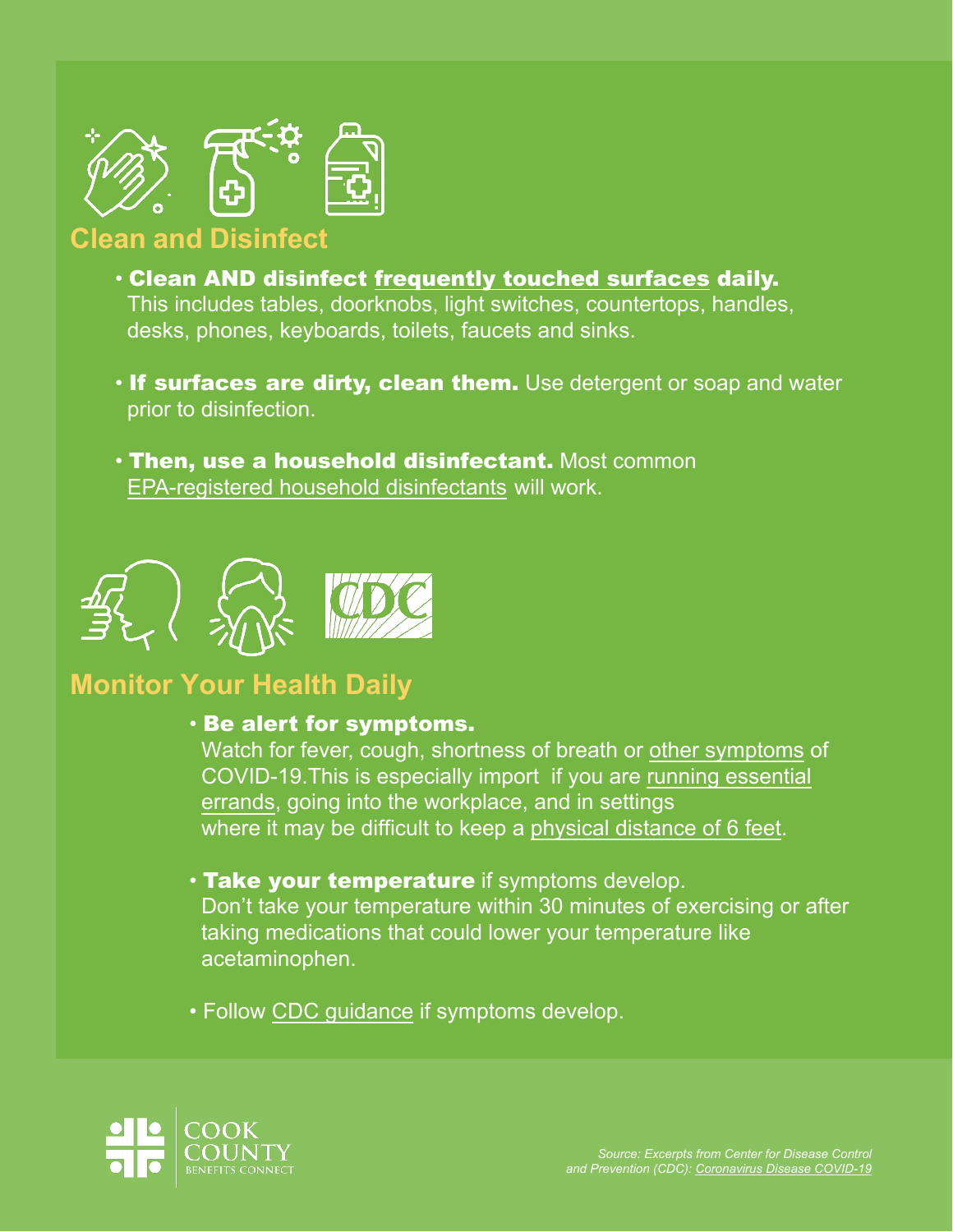## Clean and Disinfect

- **Clean AND disinfect frequently touched surfaces daily.** This includes tables, doorknobs, light switches, countertops, handles, desks, phones, keyboards, toilets, faucets and sinks.
- **If surfaces are dirty, clean them.** Use detergent or soap and water prior to disinfection.
- **Then, use a household disinfectant.** Most common EPA-registered household disinfectants will work.

## Monitor Your Health Daily

- **Be alert for symptoms.** Watch for fever, cough, shortness of breath or other symptoms of COVID-19.This is especially import if you are running essential errands, going into the workplace, and in settings where it may be difficult to keep a physical distance of 6 feet.
- **Take your temperature** if symptoms develop. Don't take your temperature within 30 minutes of exercising or after taking medications that could lower your temperature like acetaminophen.
- Follow CDC guidance if symptoms develop.

COOK COUNTY BENEFITS CONNECT

*Source: Excerpts from Center for Disease Control and Prevention (CDC): Coronavirus Disease COVID-19*